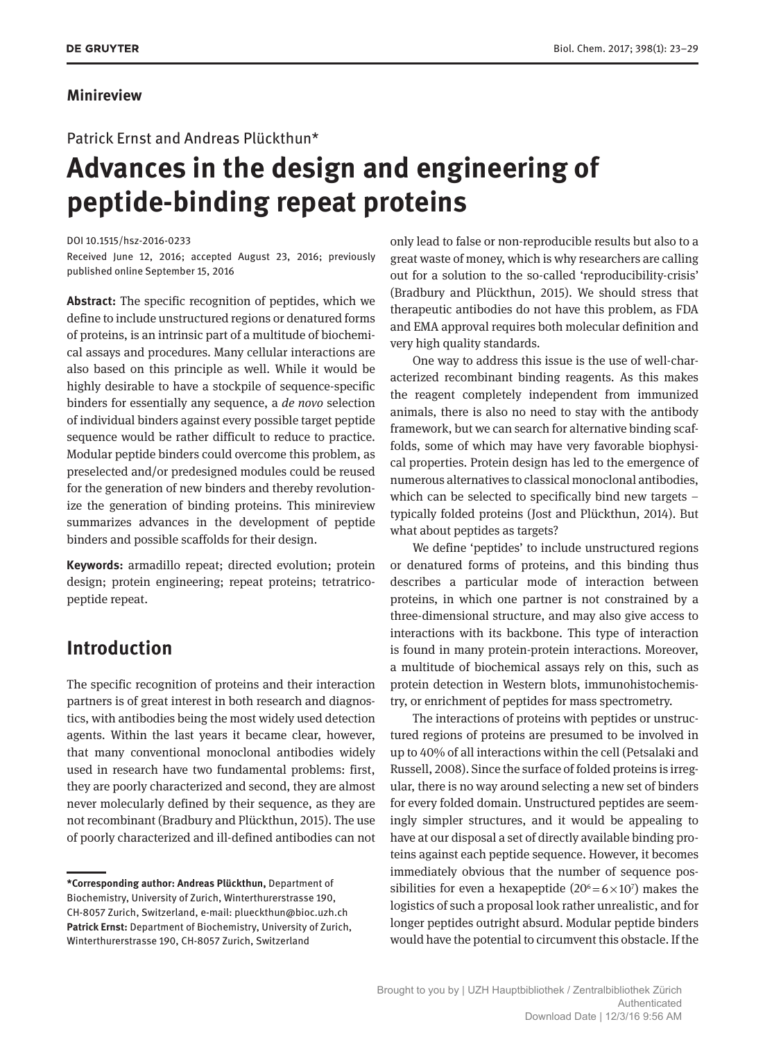## Minireview

Patrick Ernst and Andreas Plückthun*

# Advances in the design and engineering of peptide-binding repeat proteins

DOI 10.1515/hsz-2016-0233

Received June 12, 2016; accepted August 23, 2016; previously published online September 15, 2016

**Abstract:** The specific recognition of peptides, which we define to include unstructured regions or denatured forms of proteins, is an intrinsic part of a multitude of biochemical assays and procedures. Many cellular interactions are also based on this principle as well. While it would be highly desirable to have a stockpile of sequence-specific binders for essentially any sequence, a *de novo* selection of individual binders against every possible target peptide sequence would be rather difficult to reduce to practice. Modular peptide binders could overcome this problem, as preselected and/or predesigned modules could be reused for the generation of new binders and thereby revolutionize the generation of binding proteins. This minireview summarizes advances in the development of peptide binders and possible scaffolds for their design.

**Keywords:** armadillo repeat; directed evolution; protein design; protein engineering; repeat proteins; tetratricopeptide repeat.

## Introduction

The specific recognition of proteins and their interaction partners is of great interest in both research and diagnostics, with antibodies being the most widely used detection agents. Within the last years it became clear, however, that many conventional monoclonal antibodies widely used in research have two fundamental problems: first, they are poorly characterized and second, they are almost never molecularly defined by their sequence, as they are not recombinant (Bradbury and Plückthun, 2015). The use of poorly characterized and ill-defined antibodies can not only lead to false or non-reproducible results but also to a great waste of money, which is why researchers are calling out for a solution to the so-called 'reproducibility-crisis' (Bradbury and Plückthun, 2015). We should stress that therapeutic antibodies do not have this problem, as FDA and EMA approval requires both molecular definition and very high quality standards.

One way to address this issue is the use of well-characterized recombinant binding reagents. As this makes the reagent completely independent from immunized animals, there is also no need to stay with the antibody framework, but we can search for alternative binding scaffolds, some of which may have very favorable biophysical properties. Protein design has led to the emergence of numerous alternatives to classical monoclonal antibodies, which can be selected to specifically bind new targets – typically folded proteins (Jost and Plückthun, 2014). But what about peptides as targets?

We define 'peptides' to include unstructured regions or denatured forms of proteins, and this binding thus describes a particular mode of interaction between proteins, in which one partner is not constrained by a three-dimensional structure, and may also give access to interactions with its backbone. This type of interaction is found in many protein-protein interactions. Moreover, a multitude of biochemical assays rely on this, such as protein detection in Western blots, immunohistochemistry, or enrichment of peptides for mass spectrometry.

The interactions of proteins with peptides or unstructured regions of proteins are presumed to be involved in up to 40% of all interactions within the cell (Petsalaki and Russell, 2008). Since the surface of folded proteins is irregular, there is no way around selecting a new set of binders for every folded domain. Unstructured peptides are seemingly simpler structures, and it would be appealing to have at our disposal a set of directly available binding proteins against each peptide sequence. However, it becomes immediately obvious that the number of sequence possibilities for even a hexapeptide ($20^6 = 6 \times 10^7$) makes the logistics of such a proposal look rather unrealistic, and for longer peptides outright absurd. Modular peptide binders would have the potential to circumvent this obstacle. If the

**\*Corresponding author: Andreas Plückthun,** Department of Biochemistry, University of Zurich, Winterthurerstrasse 190, CH-8057 Zurich, Switzerland, e-mail: plueckthun@bioc.uzh.ch
**Patrick Ernst:** Department of Biochemistry, University of Zurich, Winterthurerstrasse 190, CH-8057 Zurich, Switzerland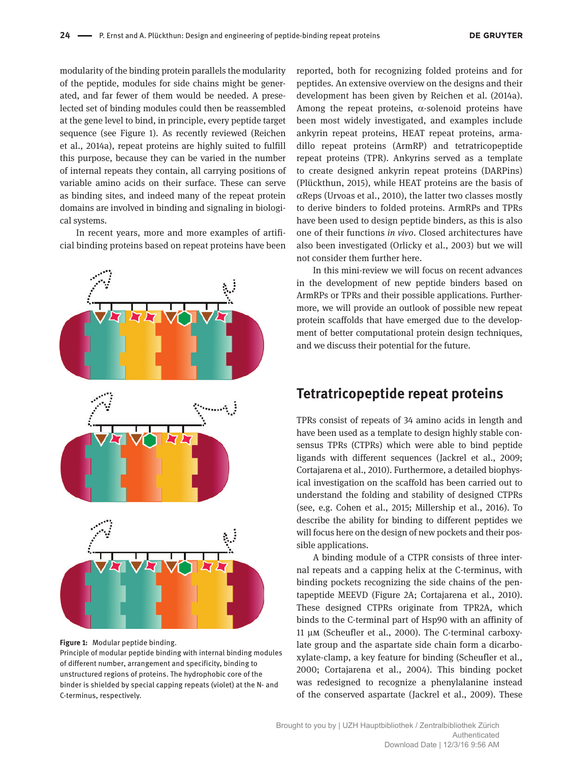modularity of the binding protein parallels the modularity of the peptide, modules for side chains might be generated, and far fewer of them would be needed. A preselected set of binding modules could then be reassembled at the gene level to bind, in principle, every peptide target sequence (see Figure 1). As recently reviewed (Reichen et al., 2014a), repeat proteins are highly suited to fulfill this purpose, because they can be varied in the number of internal repeats they contain, all carrying positions of variable amino acids on their surface. These can serve as binding sites, and indeed many of the repeat protein domains are involved in binding and signaling in biological systems.

In recent years, more and more examples of artificial binding proteins based on repeat proteins have been reported, both for recognizing folded proteins and for peptides. An extensive overview on the designs and their development has been given by Reichen et al. (2014a). Among the repeat proteins, α-solenoid proteins have been most widely investigated, and examples include ankyrin repeat proteins, HEAT repeat proteins, armadillo repeat proteins (ArmRP) and tetratricopeptide repeat proteins (TPR). Ankyrins served as a template to create designed ankyrin repeat proteins (DARPins) (Plückthun, 2015), while HEAT proteins are the basis of αReps (Urvoas et al., 2010), the latter two classes mostly to derive binders to folded proteins. ArmRPs and TPRs have been used to design peptide binders, as this is also one of their functions *in vivo*. Closed architectures have also been investigated (Orlicky et al., 2003) but we will not consider them further here.

In this mini-review we will focus on recent advances in the development of new peptide binders based on ArmRPs or TPRs and their possible applications. Furthermore, we will provide an outlook of possible new repeat protein scaffolds that have emerged due to the development of better computational protein design techniques, and we discuss their potential for the future.

**Figure 1:** Modular peptide binding.
Principle of modular peptide binding with internal binding modules of different number, arrangement and specificity, binding to unstructured regions of proteins. The hydrophobic core of the binder is shielded by special capping repeats (violet) at the N- and C-terminus, respectively.

## Tetratricopeptide repeat proteins

TPRs consist of repeats of 34 amino acids in length and have been used as a template to design highly stable consensus TPRs (CTPRs) which were able to bind peptide ligands with different sequences (Jackrel et al., 2009; Cortajarena et al., 2010). Furthermore, a detailed biophysical investigation on the scaffold has been carried out to understand the folding and stability of designed CTPRs (see, e.g. Cohen et al., 2015; Millership et al., 2016). To describe the ability for binding to different peptides we will focus here on the design of new pockets and their possible applications.

A binding module of a CTPR consists of three internal repeats and a capping helix at the C-terminus, with binding pockets recognizing the side chains of the pentapeptide MEEVD (Figure 2A; Cortajarena et al., 2010). These designed CTPRs originate from TPR2A, which binds to the C-terminal part of Hsp90 with an affinity of 11 μM (Scheufler et al., 2000). The C-terminal carboxylate group and the aspartate side chain form a dicarboxylate-clamp, a key feature for binding (Scheufler et al., 2000; Cortajarena et al., 2004). This binding pocket was redesigned to recognize a phenylalanine instead of the conserved aspartate (Jackrel et al., 2009). These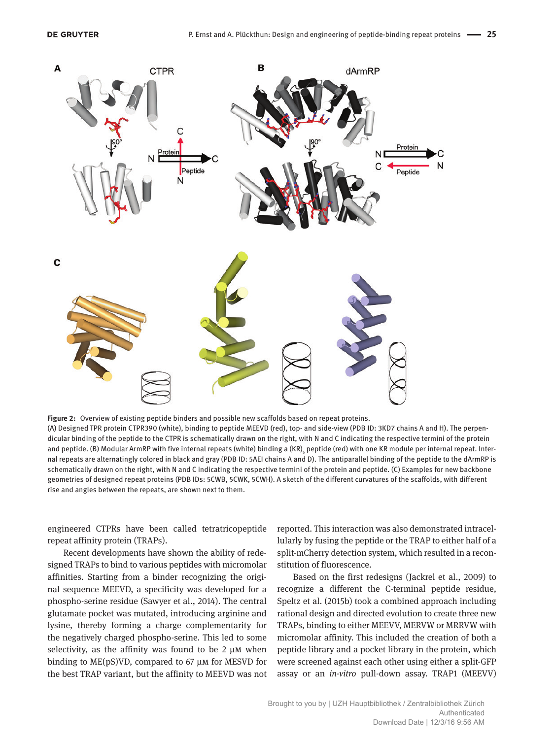**Figure 2:** Overview of existing peptide binders and possible new scaffolds based on repeat proteins.
(A) Designed TPR protein CTPR390 (white), binding to peptide MEEVD (red), top- and side-view (PDB ID: 3KD7 chains A and H). The perpendicular binding of the peptide to the CTPR is schematically drawn on the right, with N and C indicating the respective termini of the protein and peptide. (B) Modular ArmRP with five internal repeats (white) binding a $(KR)_5$ peptide (red) with one KR module per internal repeat. Internal repeats are alternatingly colored in black and gray (PDB ID: 5AEI chains A and D). The antiparallel binding of the peptide to the dArmRP is schematically drawn on the right, with N and C indicating the respective termini of the protein and peptide. (C) Examples for new backbone geometries of designed repeat proteins (PDB IDs: 5CWB, 5CWK, 5CWH). A sketch of the different curvatures of the scaffolds, with different rise and angles between the repeats, are shown next to them.

engineered CTPRs have been called tetratricopeptide repeat affinity protein (TRAPs).

Recent developments have shown the ability of redesigned TRAPs to bind to various peptides with micromolar affinities. Starting from a binder recognizing the original sequence MEEVD, a specificity was developed for a phospho-serine residue (Sawyer et al., 2014). The central glutamate pocket was mutated, introducing arginine and lysine, thereby forming a charge complementarity for the negatively charged phospho-serine. This led to some selectivity, as the affinity was found to be 2 μM when binding to ME(pS)VD, compared to 67 μM for MESVD for the best TRAP variant, but the affinity to MEEVD was not reported. This interaction was also demonstrated intracellularly by fusing the peptide or the TRAP to either half of a split-mCherry detection system, which resulted in a reconstitution of fluorescence.

Based on the first redesigns (Jackrel et al., 2009) to recognize a different the C-terminal peptide residue, Speltz et al. (2015b) took a combined approach including rational design and directed evolution to create three new TRAPs, binding to either MEEVV, MERVW or MRRVW with micromolar affinity. This included the creation of both a peptide library and a pocket library in the protein, which were screened against each other using either a split-GFP assay or an *in-vitro* pull-down assay. TRAP1 (MEEVV)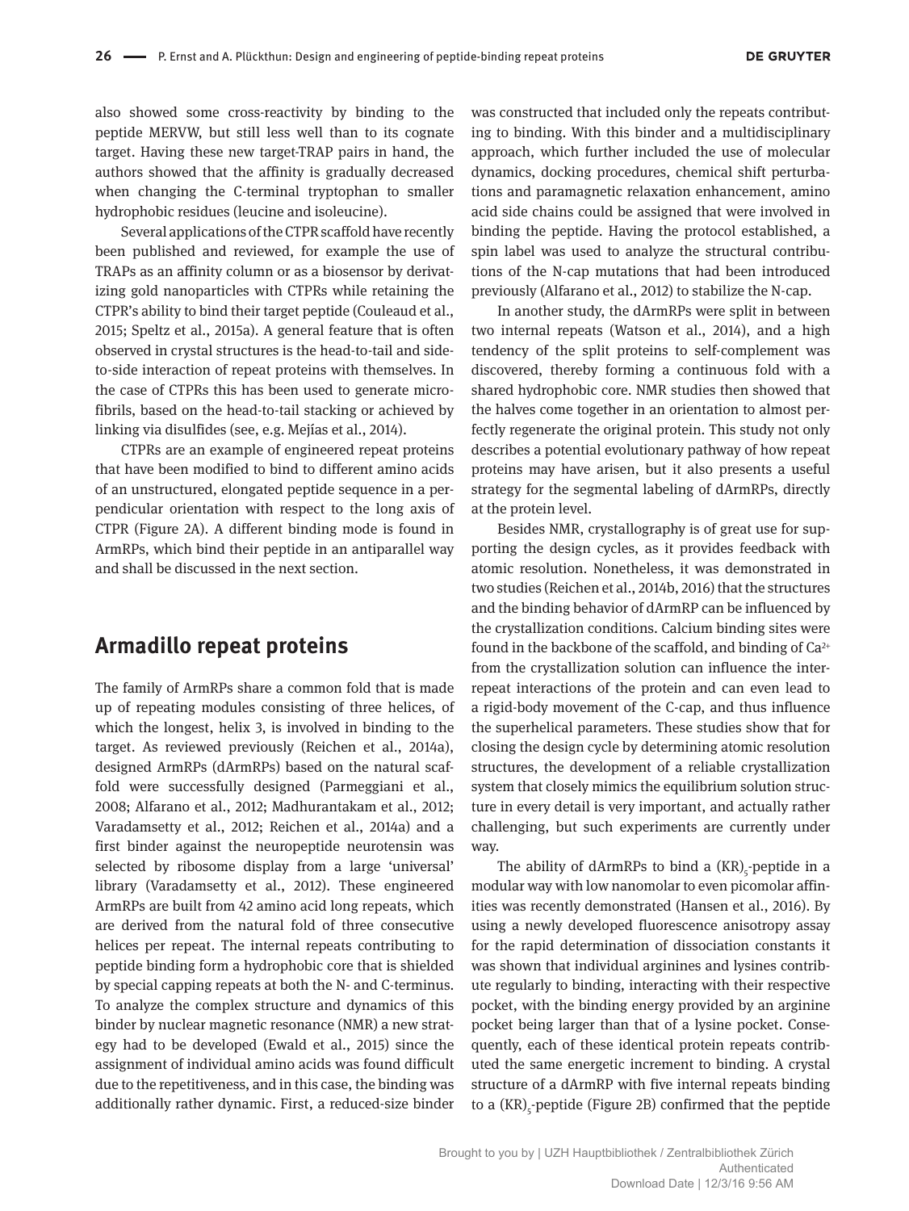also showed some cross-reactivity by binding to the peptide MERVW, but still less well than to its cognate target. Having these new target-TRAP pairs in hand, the authors showed that the affinity is gradually decreased when changing the C-terminal tryptophan to smaller hydrophobic residues (leucine and isoleucine).

Several applications of the CTPR scaffold have recently been published and reviewed, for example the use of TRAPs as an affinity column or as a biosensor by derivatizing gold nanoparticles with CTPRs while retaining the CTPR's ability to bind their target peptide (Couleaud et al., 2015; Speltz et al., 2015a). A general feature that is often observed in crystal structures is the head-to-tail and side-to-side interaction of repeat proteins with themselves. In the case of CTPRs this has been used to generate microfibrils, based on the head-to-tail stacking or achieved by linking via disulfides (see, e.g. Mejías et al., 2014).

CTPRs are an example of engineered repeat proteins that have been modified to bind to different amino acids of an unstructured, elongated peptide sequence in a perpendicular orientation with respect to the long axis of CTPR (Figure 2A). A different binding mode is found in ArmRPs, which bind their peptide in an antiparallel way and shall be discussed in the next section.

## Armadillo repeat proteins

The family of ArmRPs share a common fold that is made up of repeating modules consisting of three helices, of which the longest, helix 3, is involved in binding to the target. As reviewed previously (Reichen et al., 2014a), designed ArmRPs (dArmRPs) based on the natural scaffold were successfully designed (Parmeggiani et al., 2008; Alfarano et al., 2012; Madhurantakam et al., 2012; Varadamsetty et al., 2012; Reichen et al., 2014a) and a first binder against the neuropeptide neurotensin was selected by ribosome display from a large 'universal' library (Varadamsetty et al., 2012). These engineered ArmRPs are built from 42 amino acid long repeats, which are derived from the natural fold of three consecutive helices per repeat. The internal repeats contributing to peptide binding form a hydrophobic core that is shielded by special capping repeats at both the N- and C-terminus. To analyze the complex structure and dynamics of this binder by nuclear magnetic resonance (NMR) a new strategy had to be developed (Ewald et al., 2015) since the assignment of individual amino acids was found difficult due to the repetitiveness, and in this case, the binding was additionally rather dynamic. First, a reduced-size binder was constructed that included only the repeats contributing to binding. With this binder and a multidisciplinary approach, which further included the use of molecular dynamics, docking procedures, chemical shift perturbations and paramagnetic relaxation enhancement, amino acid side chains could be assigned that were involved in binding the peptide. Having the protocol established, a spin label was used to analyze the structural contributions of the N-cap mutations that had been introduced previously (Alfarano et al., 2012) to stabilize the N-cap.

In another study, the dArmRPs were split in between two internal repeats (Watson et al., 2014), and a high tendency of the split proteins to self-complement was discovered, thereby forming a continuous fold with a shared hydrophobic core. NMR studies then showed that the halves come together in an orientation to almost perfectly regenerate the original protein. This study not only describes a potential evolutionary pathway of how repeat proteins may have arisen, but it also presents a useful strategy for the segmental labeling of dArmRPs, directly at the protein level.

Besides NMR, crystallography is of great use for supporting the design cycles, as it provides feedback with atomic resolution. Nonetheless, it was demonstrated in two studies (Reichen et al., 2014b, 2016) that the structures and the binding behavior of dArmRP can be influenced by the crystallization conditions. Calcium binding sites were found in the backbone of the scaffold, and binding of $Ca^{2+}$ from the crystallization solution can influence the inter-repeat interactions of the protein and can even lead to a rigid-body movement of the C-cap, and thus influence the superhelical parameters. These studies show that for closing the design cycle by determining atomic resolution structures, the development of a reliable crystallization system that closely mimics the equilibrium solution structure in every detail is very important, and actually rather challenging, but such experiments are currently under way.

The ability of dArmRPs to bind a $(KR)_5$-peptide in a modular way with low nanomolar to even picomolar affinities was recently demonstrated (Hansen et al., 2016). By using a newly developed fluorescence anisotropy assay for the rapid determination of dissociation constants it was shown that individual arginines and lysines contribute regularly to binding, interacting with their respective pocket, with the binding energy provided by an arginine pocket being larger than that of a lysine pocket. Consequently, each of these identical protein repeats contributed the same energetic increment to binding. A crystal structure of a dArmRP with five internal repeats binding to a $(KR)_5$-peptide (Figure 2B) confirmed that the peptide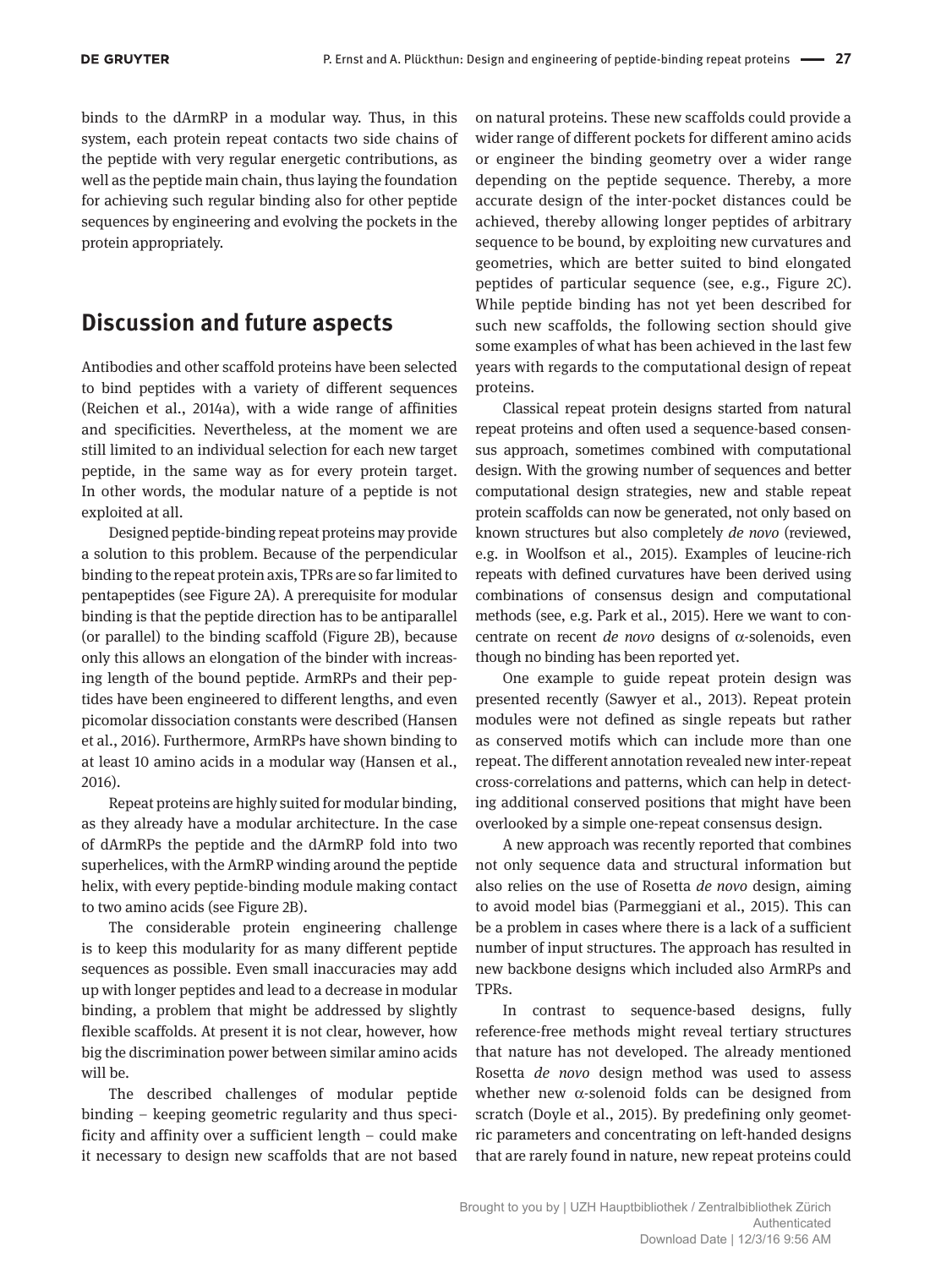binds to the dArmRP in a modular way. Thus, in this system, each protein repeat contacts two side chains of the peptide with very regular energetic contributions, as well as the peptide main chain, thus laying the foundation for achieving such regular binding also for other peptide sequences by engineering and evolving the pockets in the protein appropriately.

## Discussion and future aspects

Antibodies and other scaffold proteins have been selected to bind peptides with a variety of different sequences (Reichen et al., 2014a), with a wide range of affinities and specificities. Nevertheless, at the moment we are still limited to an individual selection for each new target peptide, in the same way as for every protein target. In other words, the modular nature of a peptide is not exploited at all.

Designed peptide-binding repeat proteins may provide a solution to this problem. Because of the perpendicular binding to the repeat protein axis, TPRs are so far limited to pentapeptides (see Figure 2A). A prerequisite for modular binding is that the peptide direction has to be antiparallel (or parallel) to the binding scaffold (Figure 2B), because only this allows an elongation of the binder with increasing length of the bound peptide. ArmRPs and their peptides have been engineered to different lengths, and even picomolar dissociation constants were described (Hansen et al., 2016). Furthermore, ArmRPs have shown binding to at least 10 amino acids in a modular way (Hansen et al., 2016).

Repeat proteins are highly suited for modular binding, as they already have a modular architecture. In the case of dArmRPs the peptide and the dArmRP fold into two superhelices, with the ArmRP winding around the peptide helix, with every peptide-binding module making contact to two amino acids (see Figure 2B).

The considerable protein engineering challenge is to keep this modularity for as many different peptide sequences as possible. Even small inaccuracies may add up with longer peptides and lead to a decrease in modular binding, a problem that might be addressed by slightly flexible scaffolds. At present it is not clear, however, how big the discrimination power between similar amino acids will be.

The described challenges of modular peptide binding – keeping geometric regularity and thus specificity and affinity over a sufficient length – could make it necessary to design new scaffolds that are not based on natural proteins. These new scaffolds could provide a wider range of different pockets for different amino acids or engineer the binding geometry over a wider range depending on the peptide sequence. Thereby, a more accurate design of the inter-pocket distances could be achieved, thereby allowing longer peptides of arbitrary sequence to be bound, by exploiting new curvatures and geometries, which are better suited to bind elongated peptides of particular sequence (see, e.g., Figure 2C). While peptide binding has not yet been described for such new scaffolds, the following section should give some examples of what has been achieved in the last few years with regards to the computational design of repeat proteins.

Classical repeat protein designs started from natural repeat proteins and often used a sequence-based consensus approach, sometimes combined with computational design. With the growing number of sequences and better computational design strategies, new and stable repeat protein scaffolds can now be generated, not only based on known structures but also completely *de novo* (reviewed, e.g. in Woolfson et al., 2015). Examples of leucine-rich repeats with defined curvatures have been derived using combinations of consensus design and computational methods (see, e.g. Park et al., 2015). Here we want to concentrate on recent *de novo* designs of α-solenoids, even though no binding has been reported yet.

One example to guide repeat protein design was presented recently (Sawyer et al., 2013). Repeat protein modules were not defined as single repeats but rather as conserved motifs which can include more than one repeat. The different annotation revealed new inter-repeat cross-correlations and patterns, which can help in detecting additional conserved positions that might have been overlooked by a simple one-repeat consensus design.

A new approach was recently reported that combines not only sequence data and structural information but also relies on the use of Rosetta *de novo* design, aiming to avoid model bias (Parmeggiani et al., 2015). This can be a problem in cases where there is a lack of a sufficient number of input structures. The approach has resulted in new backbone designs which included also ArmRPs and TPRs.

In contrast to sequence-based designs, fully reference-free methods might reveal tertiary structures that nature has not developed. The already mentioned Rosetta *de novo* design method was used to assess whether new α-solenoid folds can be designed from scratch (Doyle et al., 2015). By predefining only geometric parameters and concentrating on left-handed designs that are rarely found in nature, new repeat proteins could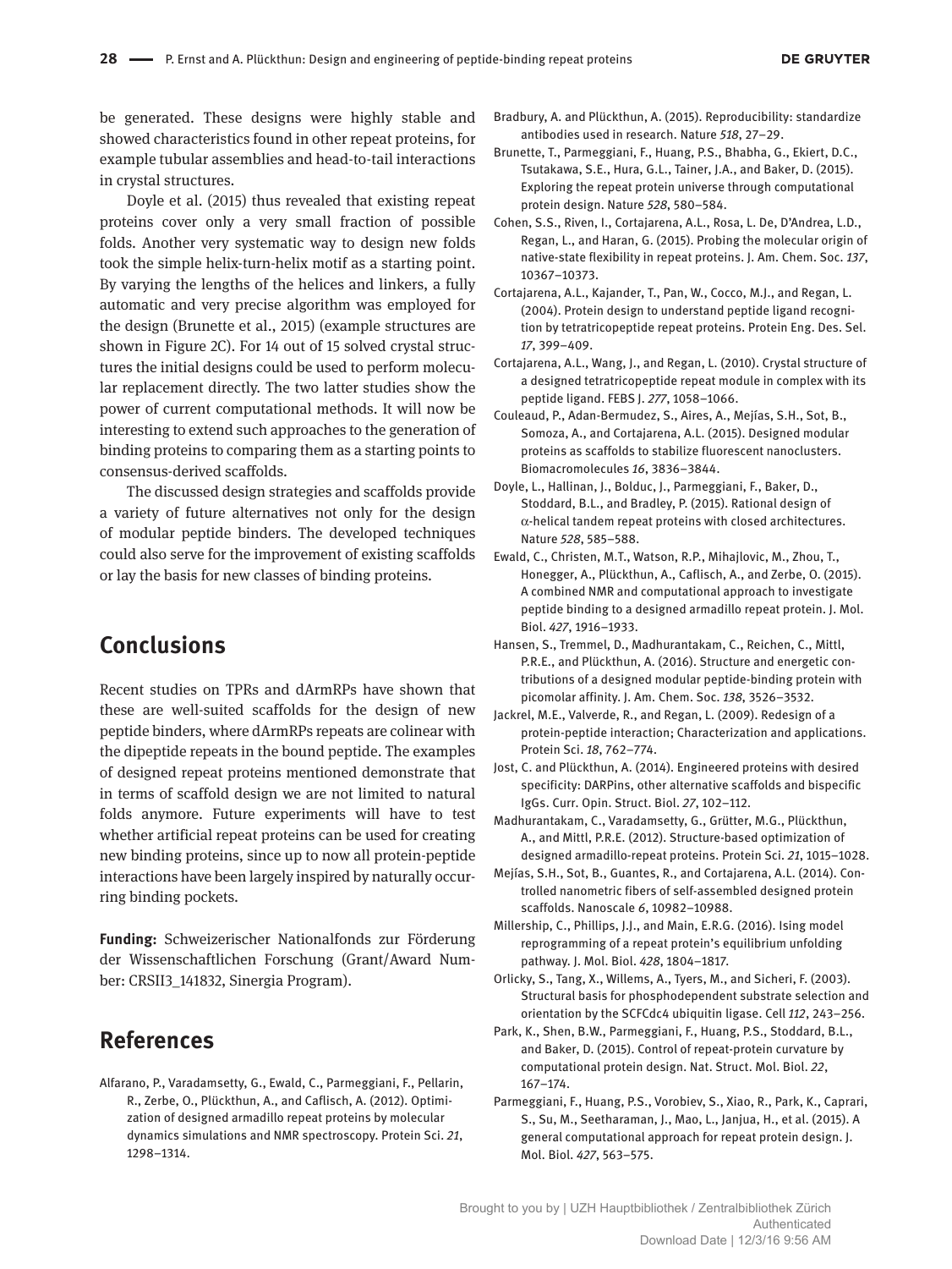be generated. These designs were highly stable and showed characteristics found in other repeat proteins, for example tubular assemblies and head-to-tail interactions in crystal structures.

Doyle et al. (2015) thus revealed that existing repeat proteins cover only a very small fraction of possible folds. Another very systematic way to design new folds took the simple helix-turn-helix motif as a starting point. By varying the lengths of the helices and linkers, a fully automatic and very precise algorithm was employed for the design (Brunette et al., 2015) (example structures are shown in Figure 2C). For 14 out of 15 solved crystal structures the initial designs could be used to perform molecular replacement directly. The two latter studies show the power of current computational methods. It will now be interesting to extend such approaches to the generation of binding proteins to comparing them as a starting points to consensus-derived scaffolds.

The discussed design strategies and scaffolds provide a variety of future alternatives not only for the design of modular peptide binders. The developed techniques could also serve for the improvement of existing scaffolds or lay the basis for new classes of binding proteins.

## Conclusions

Recent studies on TPRs and dArmRPs have shown that these are well-suited scaffolds for the design of new peptide binders, where dArmRPs repeats are colinear with the dipeptide repeats in the bound peptide. The examples of designed repeat proteins mentioned demonstrate that in terms of scaffold design we are not limited to natural folds anymore. Future experiments will have to test whether artificial repeat proteins can be used for creating new binding proteins, since up to now all protein-peptide interactions have been largely inspired by naturally occurring binding pockets.

**Funding:** Schweizerischer Nationalfonds zur Förderung der Wissenschaftlichen Forschung (Grant/Award Number: CRSII3_141832, Sinergia Program).

## References

Alfarano, P., Varadamsetty, G., Ewald, C., Parmeggiani, F., Pellarin, R., Zerbe, O., Plückthun, A., and Caflisch, A. (2012). Optimization of designed armadillo repeat proteins by molecular dynamics simulations and NMR spectroscopy. Protein Sci. *21*, 1298–1314.

Bradbury, A. and Plückthun, A. (2015). Reproducibility: standardize antibodies used in research. Nature *518*, 27–29.

Brunette, T., Parmeggiani, F., Huang, P.S., Bhabha, G., Ekiert, D.C., Tsutakawa, S.E., Hura, G.L., Tainer, J.A., and Baker, D. (2015). Exploring the repeat protein universe through computational protein design. Nature *528*, 580–584.

Cohen, S.S., Riven, I., Cortajarena, A.L., Rosa, L. De, D'Andrea, L.D., Regan, L., and Haran, G. (2015). Probing the molecular origin of native-state flexibility in repeat proteins. J. Am. Chem. Soc. *137*, 10367–10373.

Cortajarena, A.L., Kajander, T., Pan, W., Cocco, M.J., and Regan, L. (2004). Protein design to understand peptide ligand recognition by tetratricopeptide repeat proteins. Protein Eng. Des. Sel. *17*, 399–409.

Cortajarena, A.L., Wang, J., and Regan, L. (2010). Crystal structure of a designed tetratricopeptide repeat module in complex with its peptide ligand. FEBS J. *277*, 1058–1066.

Couleaud, P., Adan-Bermudez, S., Aires, A., Mejías, S.H., Sot, B., Somoza, A., and Cortajarena, A.L. (2015). Designed modular proteins as scaffolds to stabilize fluorescent nanoclusters. Biomacromolecules *16*, 3836–3844.

Doyle, L., Hallinan, J., Bolduc, J., Parmeggiani, F., Baker, D., Stoddard, B.L., and Bradley, P. (2015). Rational design of $\alpha$-helical tandem repeat proteins with closed architectures. Nature *528*, 585–588.

Ewald, C., Christen, M.T., Watson, R.P., Mihajlovic, M., Zhou, T., Honegger, A., Plückthun, A., Caflisch, A., and Zerbe, O. (2015). A combined NMR and computational approach to investigate peptide binding to a designed armadillo repeat protein. J. Mol. Biol. *427*, 1916–1933.

Hansen, S., Tremmel, D., Madhurantakam, C., Reichen, C., Mittl, P.R.E., and Plückthun, A. (2016). Structure and energetic contributions of a designed modular peptide-binding protein with picomolar affinity. J. Am. Chem. Soc. *138*, 3526–3532.

Jackrel, M.E., Valverde, R., and Regan, L. (2009). Redesign of a protein-peptide interaction; Characterization and applications. Protein Sci. *18*, 762–774.

Jost, C. and Plückthun, A. (2014). Engineered proteins with desired specificity: DARPins, other alternative scaffolds and bispecific IgGs. Curr. Opin. Struct. Biol. *27*, 102–112.

Madhurantakam, C., Varadamsetty, G., Grütter, M.G., Plückthun, A., and Mittl, P.R.E. (2012). Structure-based optimization of designed armadillo-repeat proteins. Protein Sci. *21*, 1015–1028.

Mejías, S.H., Sot, B., Guantes, R., and Cortajarena, A.L. (2014). Controlled nanometric fibers of self-assembled designed protein scaffolds. Nanoscale *6*, 10982–10988.

Millership, C., Phillips, J.J., and Main, E.R.G. (2016). Ising model reprogramming of a repeat protein's equilibrium unfolding pathway. J. Mol. Biol. *428*, 1804–1817.

Orlicky, S., Tang, X., Willems, A., Tyers, M., and Sicheri, F. (2003). Structural basis for phosphodependent substrate selection and orientation by the SCFCdc4 ubiquitin ligase. Cell *112*, 243–256.

Park, K., Shen, B.W., Parmeggiani, F., Huang, P.S., Stoddard, B.L., and Baker, D. (2015). Control of repeat-protein curvature by computational protein design. Nat. Struct. Mol. Biol. *22*, 167–174.

Parmeggiani, F., Huang, P.S., Vorobiev, S., Xiao, R., Park, K., Caprari, S., Su, M., Seetharaman, J., Mao, L., Janjua, H., et al. (2015). A general computational approach for repeat protein design. J. Mol. Biol. *427*, 563–575.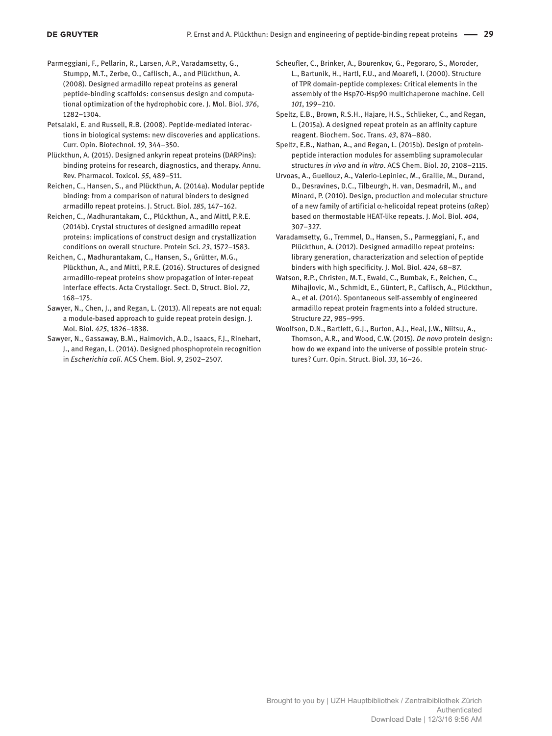Parmeggiani, F., Pellarin, R., Larsen, A.P., Varadamsetty, G., Stumpp, M.T., Zerbe, O., Caflisch, A., and Plückthun, A. (2008). Designed armadillo repeat proteins as general peptide-binding scaffolds: consensus design and computational optimization of the hydrophobic core. J. Mol. Biol. *376*, 1282–1304.

Petsalaki, E. and Russell, R.B. (2008). Peptide-mediated interactions in biological systems: new discoveries and applications. Curr. Opin. Biotechnol. *19*, 344–350.

Plückthun, A. (2015). Designed ankyrin repeat proteins (DARPins): binding proteins for research, diagnostics, and therapy. Annu. Rev. Pharmacol. Toxicol. *55*, 489–511.

Reichen, C., Hansen, S., and Plückthun, A. (2014a). Modular peptide binding: from a comparison of natural binders to designed armadillo repeat proteins. J. Struct. Biol. *185*, 147–162.

Reichen, C., Madhurantakam, C., Plückthun, A., and Mittl, P.R.E. (2014b). Crystal structures of designed armadillo repeat proteins: implications of construct design and crystallization conditions on overall structure. Protein Sci. *23*, 1572–1583.

Reichen, C., Madhurantakam, C., Hansen, S., Grütter, M.G., Plückthun, A., and Mittl, P.R.E. (2016). Structures of designed armadillo-repeat proteins show propagation of inter-repeat interface effects. Acta Crystallogr. Sect. D, Struct. Biol. *72*, 168–175.

Sawyer, N., Chen, J., and Regan, L. (2013). All repeats are not equal: a module-based approach to guide repeat protein design. J. Mol. Biol. *425*, 1826–1838.

Sawyer, N., Gassaway, B.M., Haimovich, A.D., Isaacs, F.J., Rinehart, J., and Regan, L. (2014). Designed phosphoprotein recognition in *Escherichia coli*. ACS Chem. Biol. *9*, 2502–2507.

Scheufler, C., Brinker, A., Bourenkov, G., Pegoraro, S., Moroder, L., Bartunik, H., Hartl, F.U., and Moarefi, I. (2000). Structure of TPR domain-peptide complexes: Critical elements in the assembly of the Hsp70-Hsp90 multichaperone machine. Cell *101*, 199–210.

Speltz, E.B., Brown, R.S.H., Hajare, H.S., Schlieker, C., and Regan, L. (2015a). A designed repeat protein as an affinity capture reagent. Biochem. Soc. Trans. *43*, 874–880.

Speltz, E.B., Nathan, A., and Regan, L. (2015b). Design of protein-peptide interaction modules for assembling supramolecular structures *in vivo* and *in vitro*. ACS Chem. Biol. *10*, 2108–2115.

Urvoas, A., Guellouz, A., Valerio-Lepiniec, M., Graille, M., Durand, D., Desravines, D.C., Tilbeurgh, H. van, Desmadril, M., and Minard, P. (2010). Design, production and molecular structure of a new family of artificial $\alpha$-helicoidal repeat proteins ($\alpha$Rep) based on thermostable HEAT-like repeats. J. Mol. Biol. *404*, 307–327.

Varadamsetty, G., Tremmel, D., Hansen, S., Parmeggiani, F., and Plückthun, A. (2012). Designed armadillo repeat proteins: library generation, characterization and selection of peptide binders with high specificity. J. Mol. Biol. *424*, 68–87.

Watson, R.P., Christen, M.T., Ewald, C., Bumbak, F., Reichen, C., Mihajlovic, M., Schmidt, E., Güntert, P., Caflisch, A., Plückthun, A., et al. (2014). Spontaneous self-assembly of engineered armadillo repeat protein fragments into a folded structure. Structure *22*, 985–995.

Woolfson, D.N., Bartlett, G.J., Burton, A.J., Heal, J.W., Niitsu, A., Thomson, A.R., and Wood, C.W. (2015). *De novo* protein design: how do we expand into the universe of possible protein structures? Curr. Opin. Struct. Biol. *33*, 16–26.